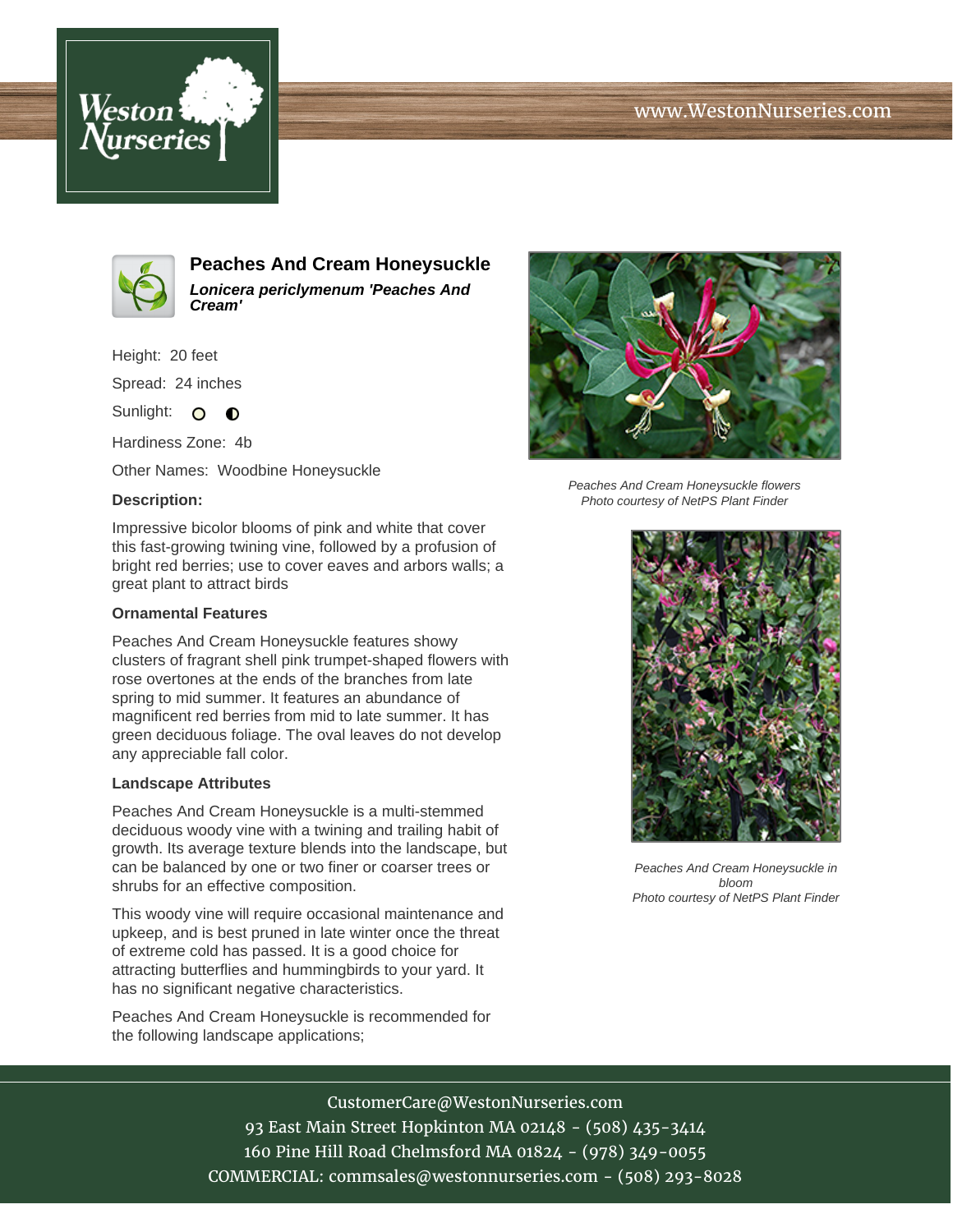# Peaches And Cream Honeysuckle

***Lonicera periclymenum 'Peaches And Cream'***

Height: 20 feet

Spread: 24 inches

Sunlight: ○ ◐

Hardiness Zone: 4b

Other Names: Woodbine Honeysuckle

**Description:**

Impressive bicolor blooms of pink and white that cover this fast-growing twining vine, followed by a profusion of bright red berries; use to cover eaves and arbors walls; a great plant to attract birds

### Ornamental Features

Peaches And Cream Honeysuckle features showy clusters of fragrant shell pink trumpet-shaped flowers with rose overtones at the ends of the branches from late spring to mid summer. It features an abundance of magnificent red berries from mid to late summer. It has green deciduous foliage. The oval leaves do not develop any appreciable fall color.

### Landscape Attributes

Peaches And Cream Honeysuckle is a multi-stemmed deciduous woody vine with a twining and trailing habit of growth. Its average texture blends into the landscape, but can be balanced by one or two finer or coarser trees or shrubs for an effective composition.

This woody vine will require occasional maintenance and upkeep, and is best pruned in late winter once the threat of extreme cold has passed. It is a good choice for attracting butterflies and hummingbirds to your yard. It has no significant negative characteristics.

Peaches And Cream Honeysuckle is recommended for the following landscape applications;

*Peaches And Cream Honeysuckle flowers*
*Photo courtesy of NetPS Plant Finder*

*Peaches And Cream Honeysuckle in bloom*
*Photo courtesy of NetPS Plant Finder*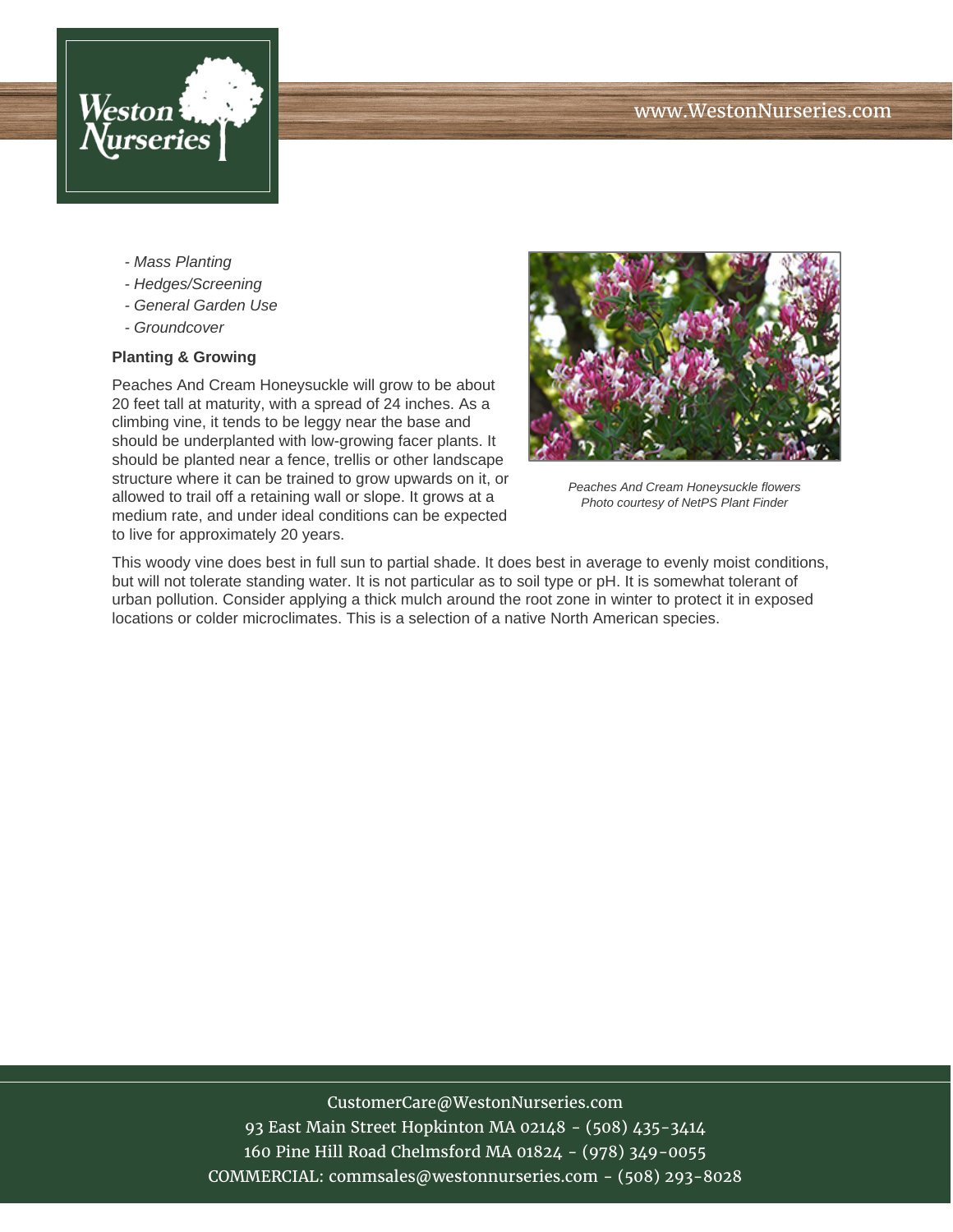- *Mass Planting*
- *Hedges/Screening*
- *General Garden Use*
- *Groundcover*

**Planting & Growing**

Peaches And Cream Honeysuckle will grow to be about 20 feet tall at maturity, with a spread of 24 inches. As a climbing vine, it tends to be leggy near the base and should be underplanted with low-growing facer plants. It should be planted near a fence, trellis or other landscape structure where it can be trained to grow upwards on it, or allowed to trail off a retaining wall or slope. It grows at a medium rate, and under ideal conditions can be expected to live for approximately 20 years.

*Peaches And Cream Honeysuckle flowers*
*Photo courtesy of NetPS Plant Finder*

This woody vine does best in full sun to partial shade. It does best in average to evenly moist conditions, but will not tolerate standing water. It is not particular as to soil type or pH. It is somewhat tolerant of urban pollution. Consider applying a thick mulch around the root zone in winter to protect it in exposed locations or colder microclimates. This is a selection of a native North American species.